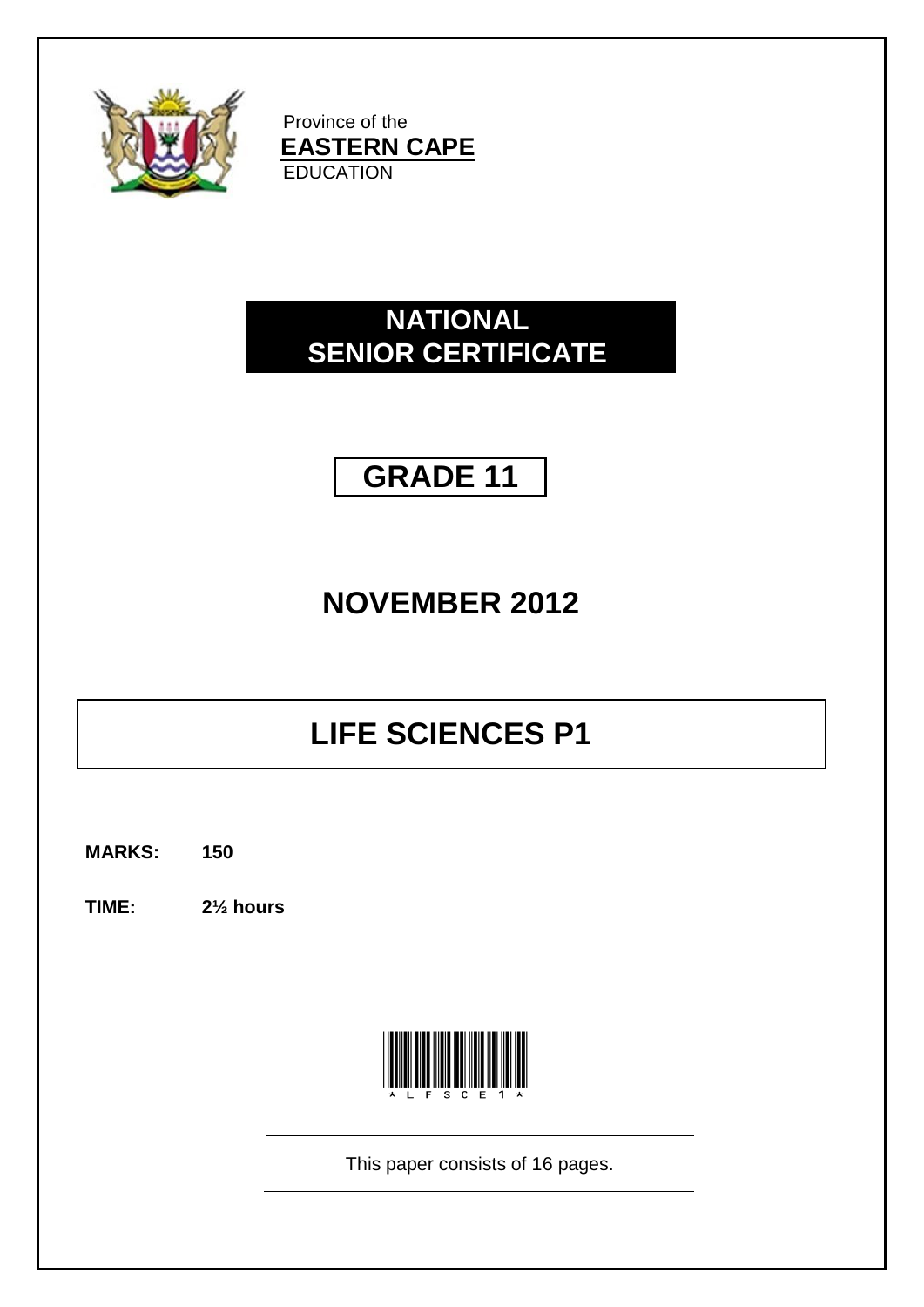Province of the
**EASTERN CAPE**
EDUCATION

# NATIONAL SENIOR CERTIFICATE

## GRADE 11

## NOVEMBER 2012

# LIFE SCIENCES P1

**MARKS: 150**

**TIME: 2½ hours**

*LFSCE1*

This paper consists of 16 pages.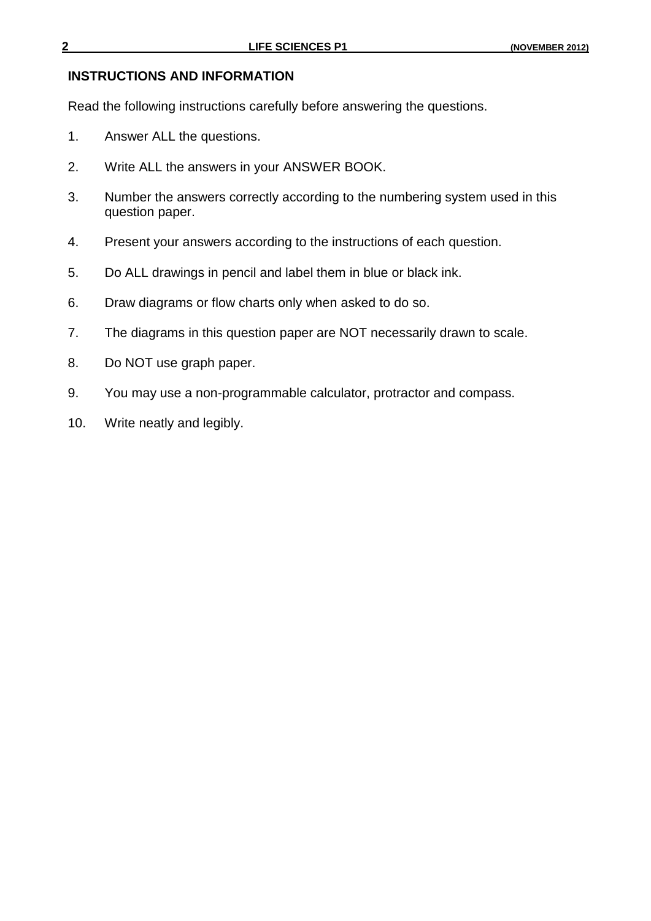## INSTRUCTIONS AND INFORMATION

Read the following instructions carefully before answering the questions.

1. Answer ALL the questions.
2. Write ALL the answers in your ANSWER BOOK.
3. Number the answers correctly according to the numbering system used in this question paper.
4. Present your answers according to the instructions of each question.
5. Do ALL drawings in pencil and label them in blue or black ink.
6. Draw diagrams or flow charts only when asked to do so.
7. The diagrams in this question paper are NOT necessarily drawn to scale.
8. Do NOT use graph paper.
9. You may use a non-programmable calculator, protractor and compass.
10. Write neatly and legibly.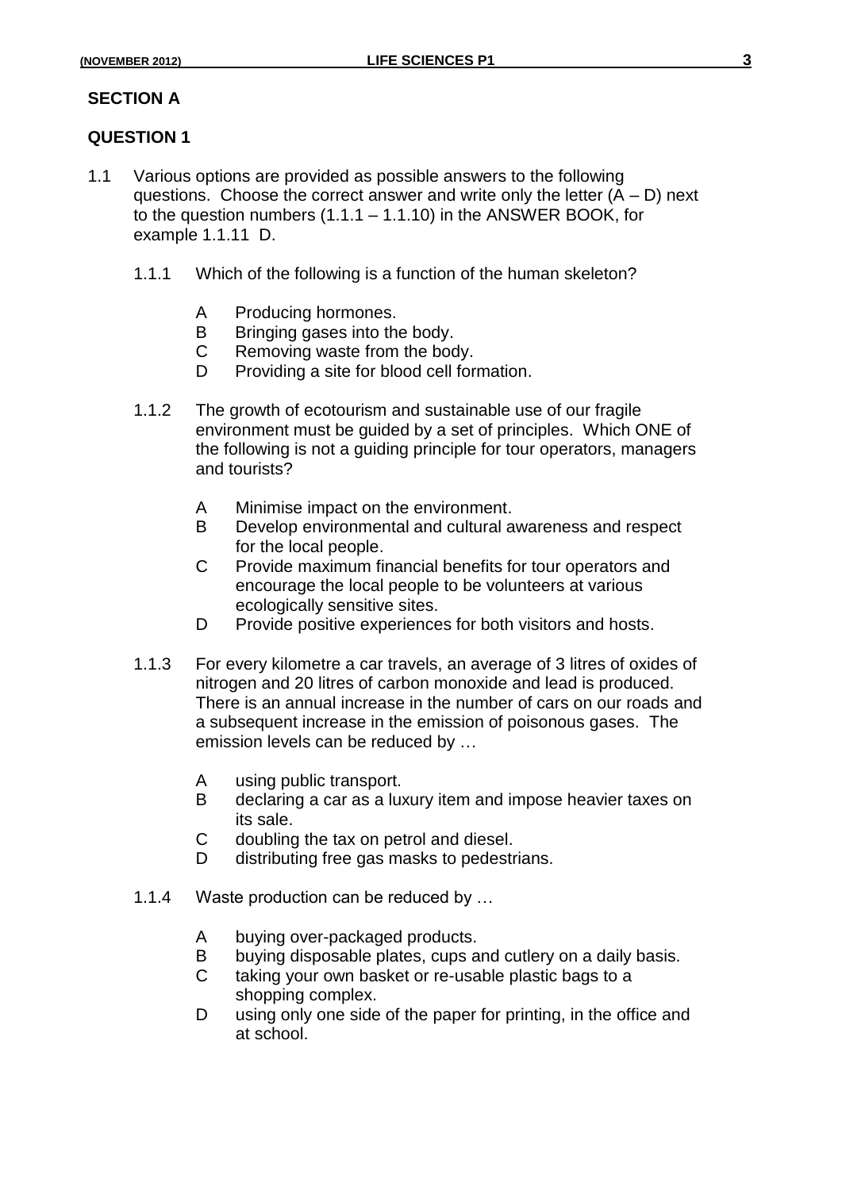## SECTION A

## QUESTION 1

1.1 Various options are provided as possible answers to the following questions. Choose the correct answer and write only the letter (A – D) next to the question numbers (1.1.1 – 1.1.10) in the ANSWER BOOK, for example 1.1.11 D.

1.1.1 Which of the following is a function of the human skeleton?

- A Producing hormones.
- B Bringing gases into the body.
- C Removing waste from the body.
- D Providing a site for blood cell formation.

1.1.2 The growth of ecotourism and sustainable use of our fragile environment must be guided by a set of principles. Which ONE of the following is not a guiding principle for tour operators, managers and tourists?

- A Minimise impact on the environment.
- B Develop environmental and cultural awareness and respect for the local people.
- C Provide maximum financial benefits for tour operators and encourage the local people to be volunteers at various ecologically sensitive sites.
- D Provide positive experiences for both visitors and hosts.

1.1.3 For every kilometre a car travels, an average of 3 litres of oxides of nitrogen and 20 litres of carbon monoxide and lead is produced. There is an annual increase in the number of cars on our roads and a subsequent increase in the emission of poisonous gases. The emission levels can be reduced by …

- A using public transport.
- B declaring a car as a luxury item and impose heavier taxes on its sale.
- C doubling the tax on petrol and diesel.
- D distributing free gas masks to pedestrians.

1.1.4 Waste production can be reduced by …

- A buying over-packaged products.
- B buying disposable plates, cups and cutlery on a daily basis.
- C taking your own basket or re-usable plastic bags to a shopping complex.
- D using only one side of the paper for printing, in the office and at school.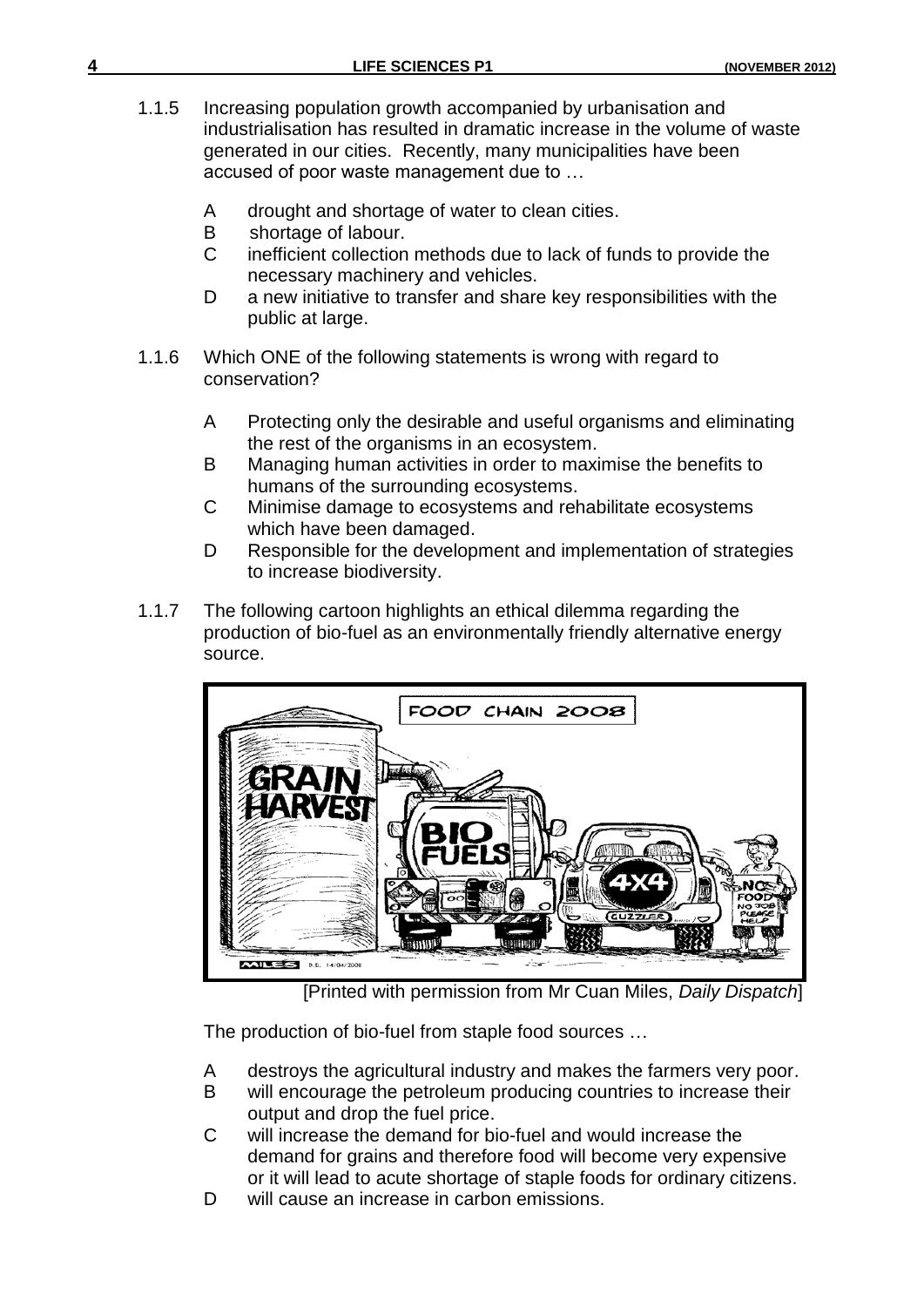1.1.5 Increasing population growth accompanied by urbanisation and industrialisation has resulted in dramatic increase in the volume of waste generated in our cities. Recently, many municipalities have been accused of poor waste management due to …

A drought and shortage of water to clean cities.
B shortage of labour.
C inefficient collection methods due to lack of funds to provide the necessary machinery and vehicles.
D a new initiative to transfer and share key responsibilities with the public at large.

1.1.6 Which ONE of the following statements is wrong with regard to conservation?

A Protecting only the desirable and useful organisms and eliminating the rest of the organisms in an ecosystem.
B Managing human activities in order to maximise the benefits to humans of the surrounding ecosystems.
C Minimise damage to ecosystems and rehabilitate ecosystems which have been damaged.
D Responsible for the development and implementation of strategies to increase biodiversity.

1.1.7 The following cartoon highlights an ethical dilemma regarding the production of bio-fuel as an environmentally friendly alternative energy source.

[Printed with permission from Mr Cuan Miles, *Daily Dispatch*]

The production of bio-fuel from staple food sources …

A destroys the agricultural industry and makes the farmers very poor.
B will encourage the petroleum producing countries to increase their output and drop the fuel price.
C will increase the demand for bio-fuel and would increase the demand for grains and therefore food will become very expensive or it will lead to acute shortage of staple foods for ordinary citizens.
D will cause an increase in carbon emissions.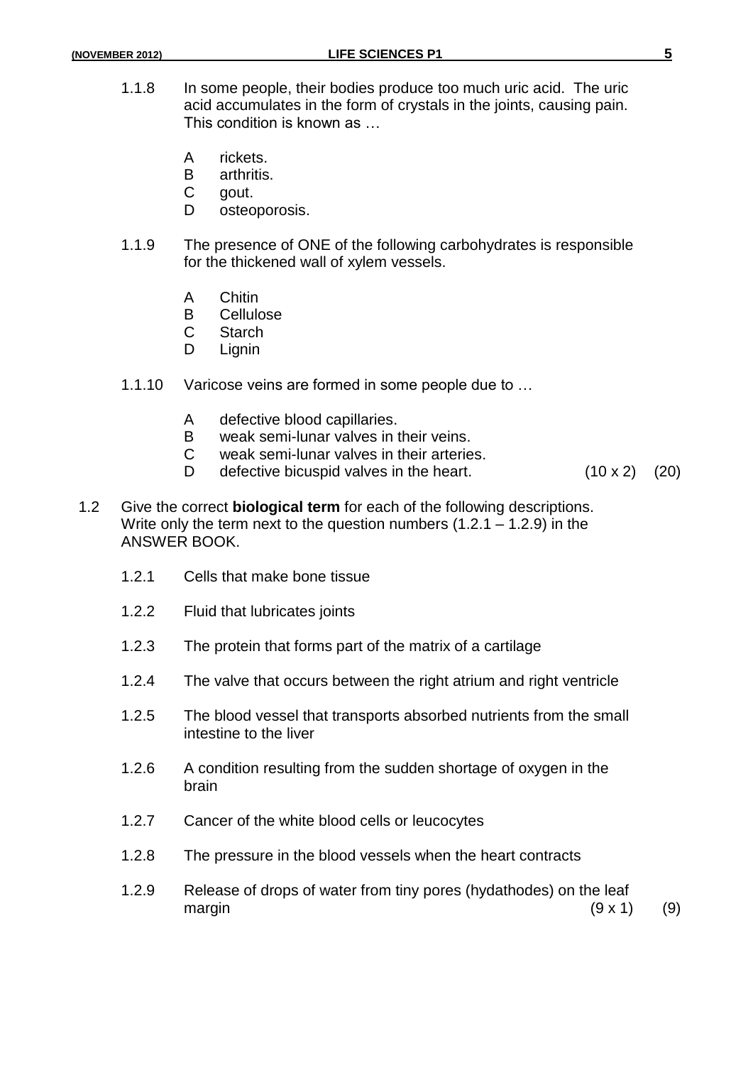1.1.8 In some people, their bodies produce too much uric acid. The uric acid accumulates in the form of crystals in the joints, causing pain. This condition is known as …

A rickets.
B arthritis.
C gout.
D osteoporosis.

1.1.9 The presence of ONE of the following carbohydrates is responsible for the thickened wall of xylem vessels.

A Chitin
B Cellulose
C Starch
D Lignin

1.1.10 Varicose veins are formed in some people due to …

A defective blood capillaries.
B weak semi-lunar valves in their veins.
C weak semi-lunar valves in their arteries.
D defective bicuspid valves in the heart. (10 x 2) (20)

1.2 Give the correct **biological term** for each of the following descriptions. Write only the term next to the question numbers (1.2.1 – 1.2.9) in the ANSWER BOOK.

1.2.1 Cells that make bone tissue

1.2.2 Fluid that lubricates joints

1.2.3 The protein that forms part of the matrix of a cartilage

1.2.4 The valve that occurs between the right atrium and right ventricle

1.2.5 The blood vessel that transports absorbed nutrients from the small intestine to the liver

1.2.6 A condition resulting from the sudden shortage of oxygen in the brain

1.2.7 Cancer of the white blood cells or leucocytes

1.2.8 The pressure in the blood vessels when the heart contracts

1.2.9 Release of drops of water from tiny pores (hydathodes) on the leaf margin (9 x 1) (9)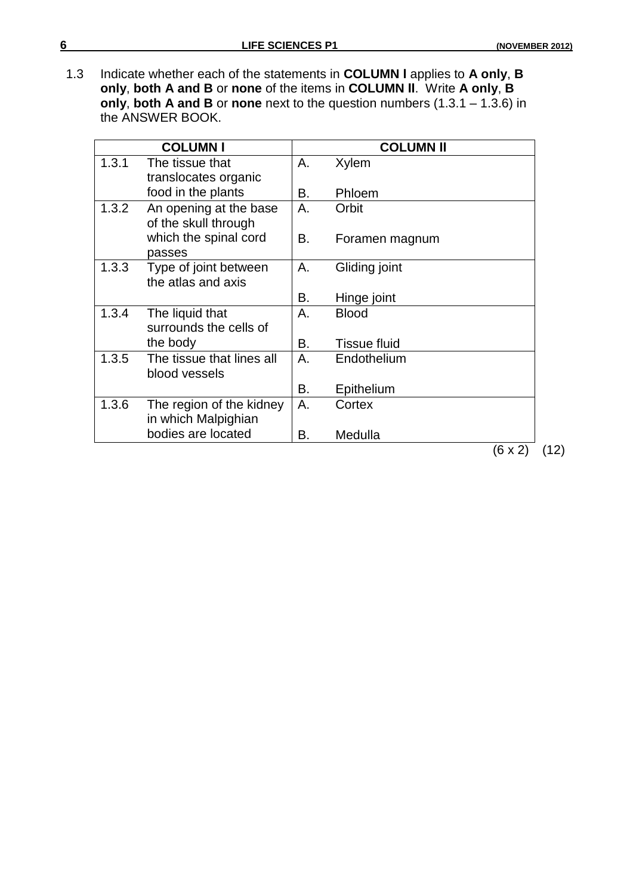1.3 Indicate whether each of the statements in **COLUMN I** applies to **A only**, **B only**, **both A and B** or **none** of the items in **COLUMN II**. Write **A only**, **B only**, **both A and B** or **none** next to the question numbers (1.3.1 – 1.3.6) in the ANSWER BOOK.

| COLUMN I | | COLUMN II |
|---|---|---|
| 1.3.1 | The tissue that translocates organic food in the plants | A. Xylem<br>B. Phloem |
| 1.3.2 | An opening at the base of the skull through which the spinal cord passes | A. Orbit<br>B. Foramen magnum |
| 1.3.3 | Type of joint between the atlas and axis | A. Gliding joint<br>B. Hinge joint |
| 1.3.4 | The liquid that surrounds the cells of the body | A. Blood<br>B. Tissue fluid |
| 1.3.5 | The tissue that lines all blood vessels | A. Endothelium<br>B. Epithelium |
| 1.3.6 | The region of the kidney in which Malpighian bodies are located | A. Cortex<br>B. Medulla |

(6 x 2) (12)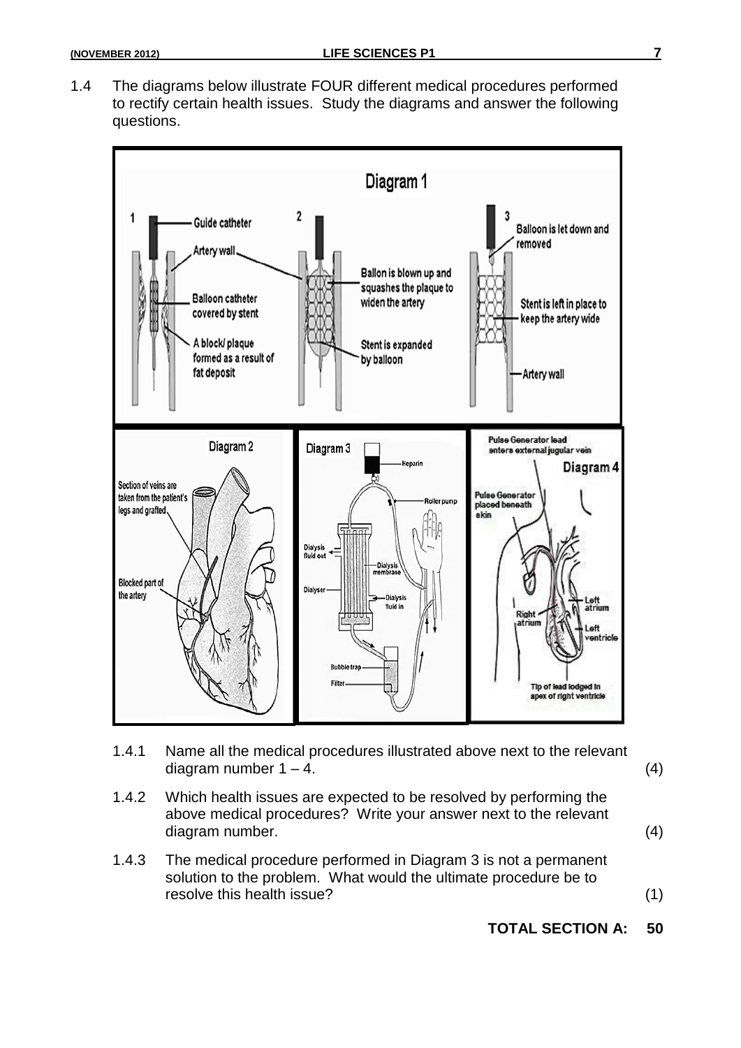1.4 The diagrams below illustrate FOUR different medical procedures performed to rectify certain health issues. Study the diagrams and answer the following questions.

Diagram 1

1 Guide catheter; Artery wall; Balloon catheter covered by stent; A block/ plaque formed as a result of fat deposit

2 Ballon is blown up and squashes the plaque to widen the artery; Stent is expanded by balloon

3 Balloon is let down and removed; Stent is left in place to keep the artery wide; Artery wall

Diagram 2

Section of veins are taken from the patient's legs and grafted; Blocked part of the artery

Diagram 3

Heparin; Roller pump; Dialysis fluid out; Dialysis membrane; Dialyser; Dialysis fluid in; Bubble trap; Filter

Diagram 4

Pulse Generator lead enters external jugular vein; Pulse Generator placed beneath skin; Left atrium; Right atrium; Left ventricle; Tip of lead lodged in apex of right ventricle

1.4.1 Name all the medical procedures illustrated above next to the relevant diagram number 1 – 4. (4)

1.4.2 Which health issues are expected to be resolved by performing the above medical procedures? Write your answer next to the relevant diagram number. (4)

1.4.3 The medical procedure performed in Diagram 3 is not a permanent solution to the problem. What would the ultimate procedure be to resolve this health issue? (1)

**TOTAL SECTION A: 50**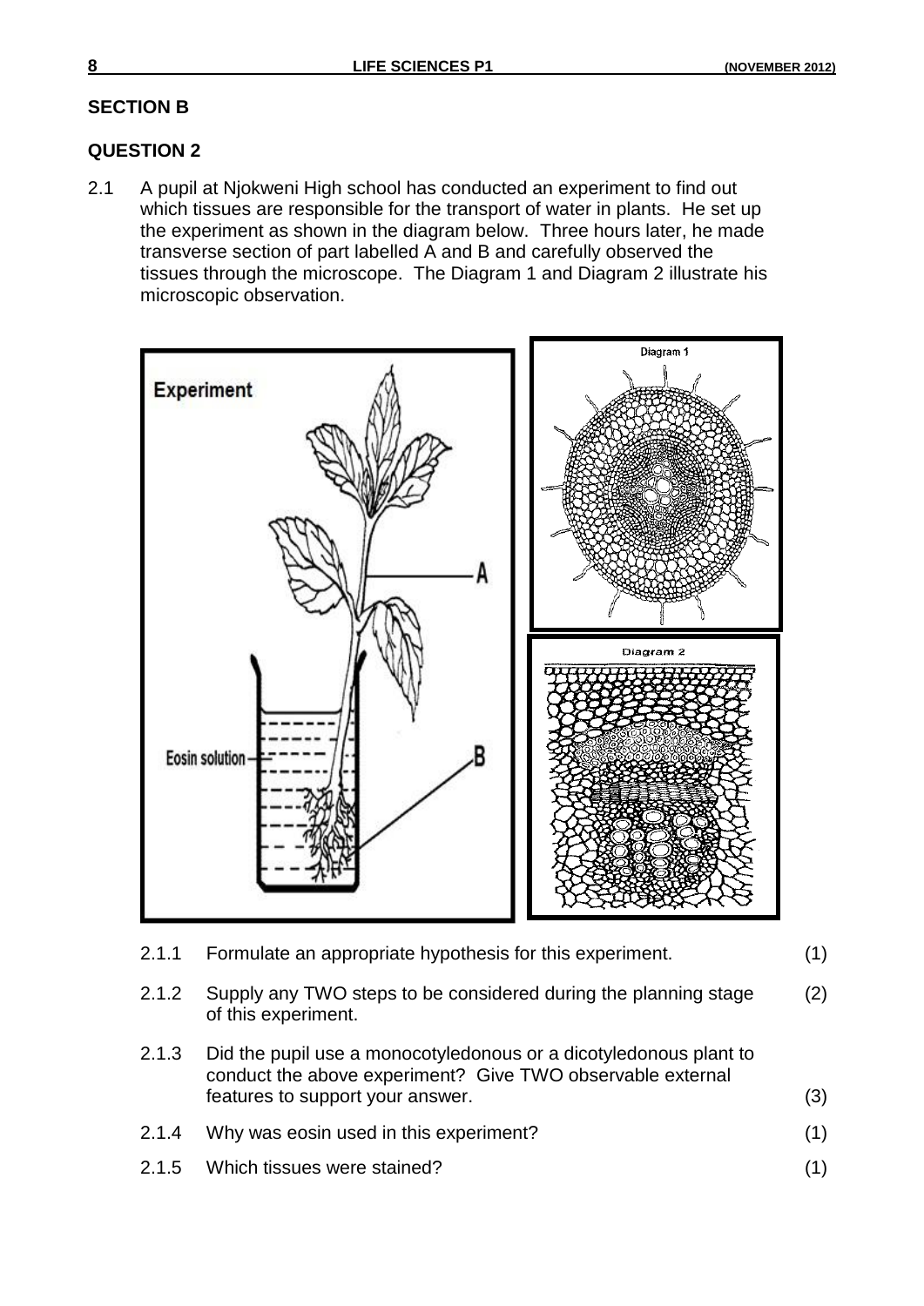## SECTION B

### QUESTION 2

2.1 A pupil at Njokweni High school has conducted an experiment to find out which tissues are responsible for the transport of water in plants. He set up the experiment as shown in the diagram below. Three hours later, he made transverse section of part labelled A and B and carefully observed the tissues through the microscope. The Diagram 1 and Diagram 2 illustrate his microscopic observation.

2.1.1 Formulate an appropriate hypothesis for this experiment. (1)

2.1.2 Supply any TWO steps to be considered during the planning stage of this experiment. (2)

2.1.3 Did the pupil use a monocotyledonous or a dicotyledonous plant to conduct the above experiment? Give TWO observable external features to support your answer. (3)

2.1.4 Why was eosin used in this experiment? (1)

2.1.5 Which tissues were stained? (1)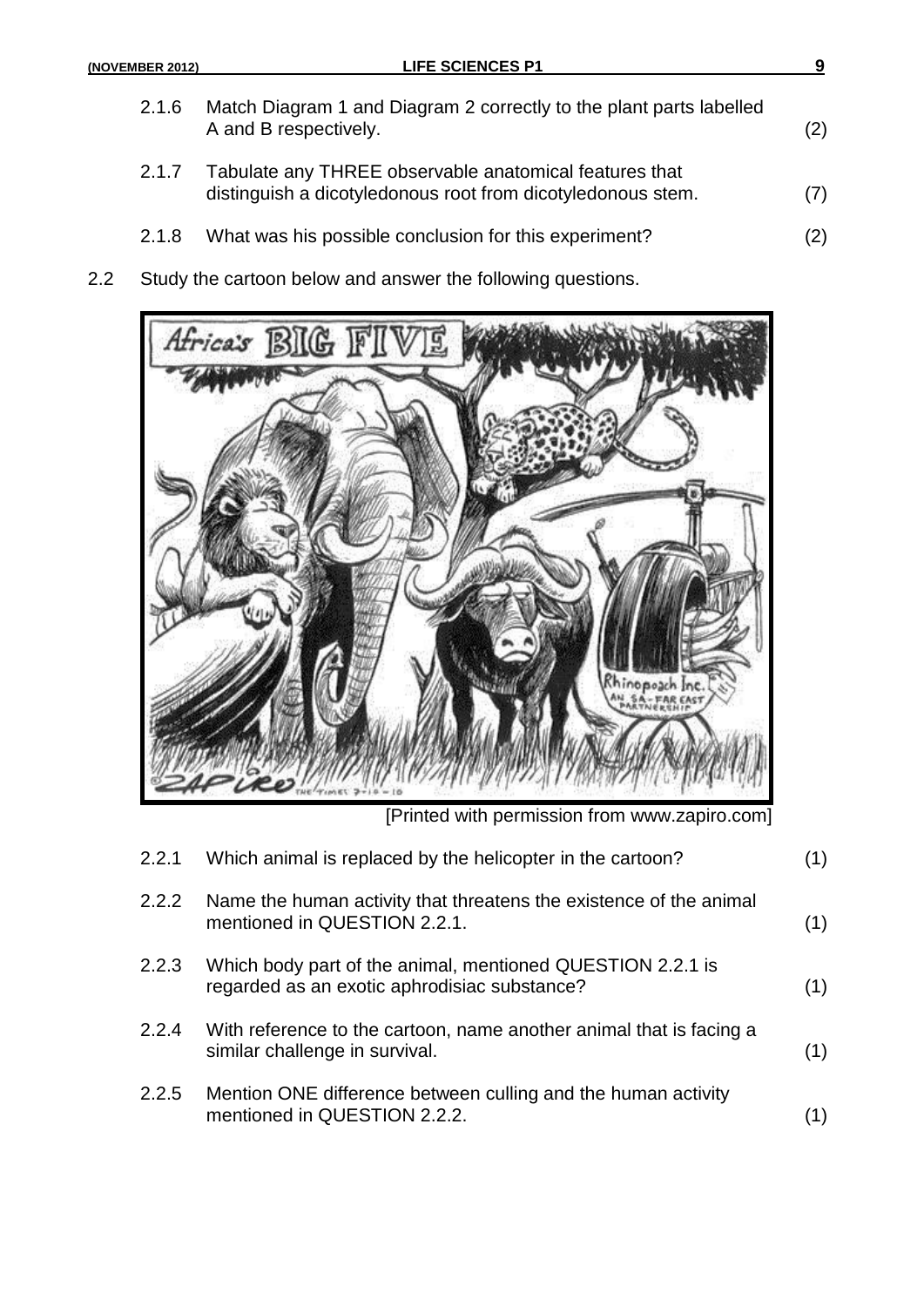2.1.6 Match Diagram 1 and Diagram 2 correctly to the plant parts labelled A and B respectively. (2)

2.1.7 Tabulate any THREE observable anatomical features that distinguish a dicotyledonous root from dicotyledonous stem. (7)

2.1.8 What was his possible conclusion for this experiment? (2)

2.2 Study the cartoon below and answer the following questions.

[Printed with permission from www.zapiro.com]

2.2.1 Which animal is replaced by the helicopter in the cartoon? (1)

2.2.2 Name the human activity that threatens the existence of the animal mentioned in QUESTION 2.2.1. (1)

2.2.3 Which body part of the animal, mentioned QUESTION 2.2.1 is regarded as an exotic aphrodisiac substance? (1)

2.2.4 With reference to the cartoon, name another animal that is facing a similar challenge in survival. (1)

2.2.5 Mention ONE difference between culling and the human activity mentioned in QUESTION 2.2.2. (1)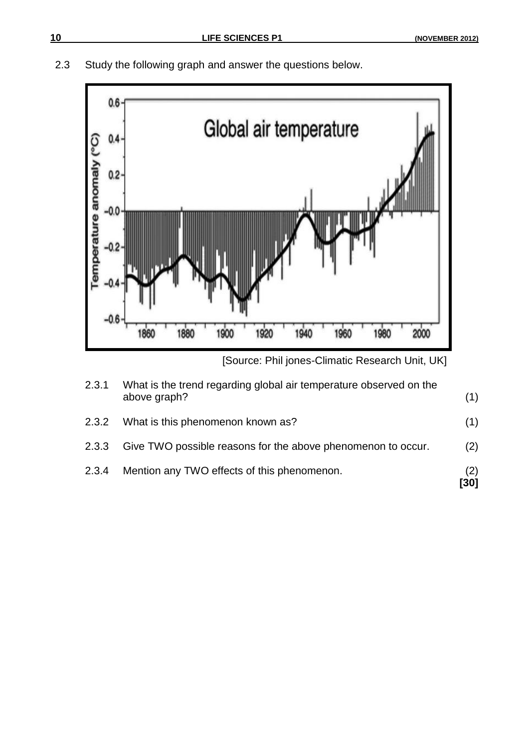2.3 Study the following graph and answer the questions below.

[Source: Phil jones-Climatic Research Unit, UK]

2.3.1 What is the trend regarding global air temperature observed on the above graph? (1)

2.3.2 What is this phenomenon known as? (1)

2.3.3 Give TWO possible reasons for the above phenomenon to occur. (2)

2.3.4 Mention any TWO effects of this phenomenon. (2)

**[30]**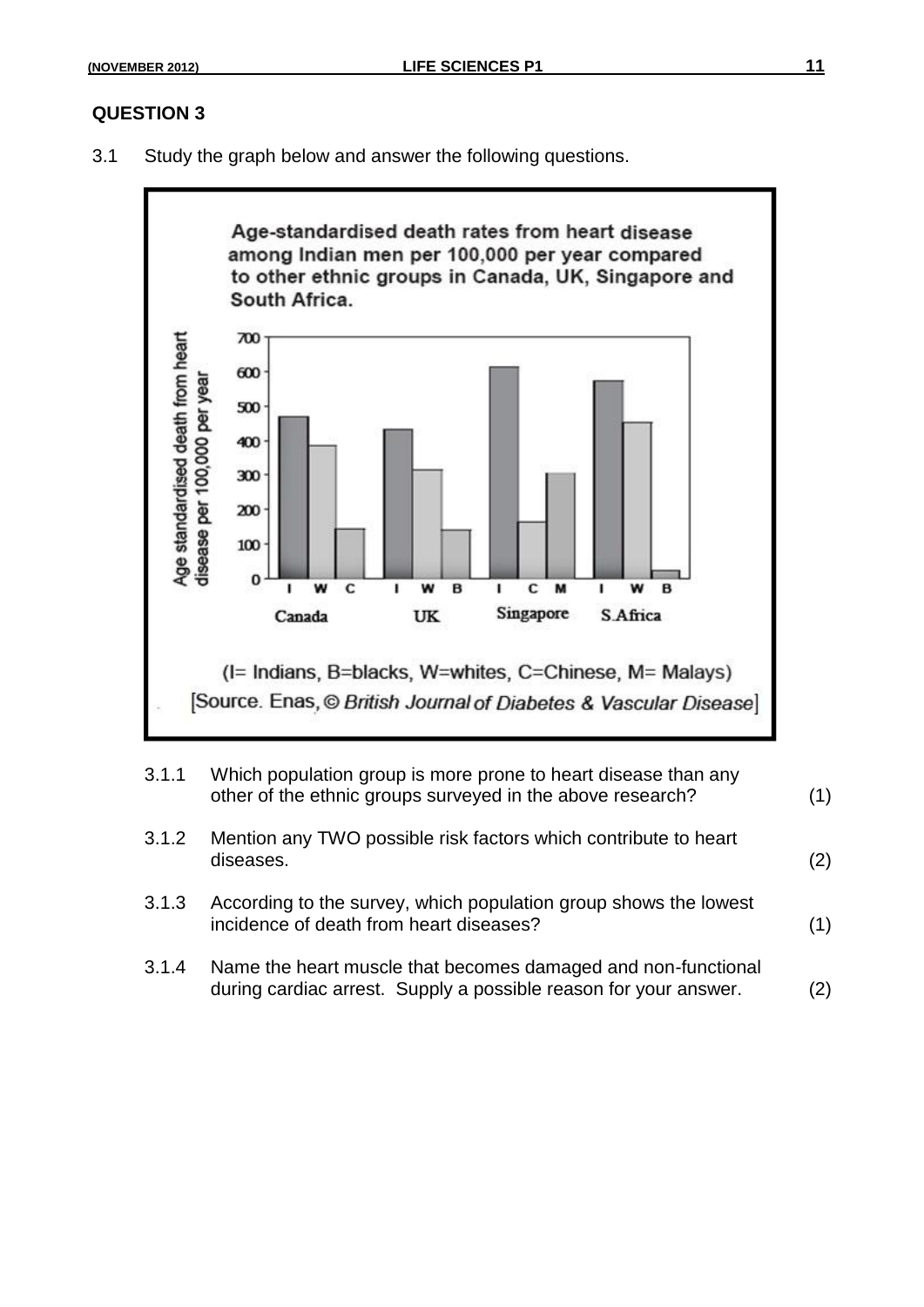## QUESTION 3

3.1 Study the graph below and answer the following questions.

**Age-standardised death rates from heart disease among Indian men per 100,000 per year compared to other ethnic groups in Canada, UK, Singapore and South Africa.**

| Country | Group | Age standardised death from heart disease per 100,000 per year (approx.) |
|---|---|---|
| Canada | I | 470 |
| Canada | W | 385 |
| Canada | C | 145 |
| UK | I | 435 |
| UK | W | 315 |
| UK | B | 140 |
| Singapore | I | 615 |
| Singapore | C | 165 |
| Singapore | M | 305 |
| S.Africa | I | 575 |
| S.Africa | W | 455 |
| S.Africa | B | 20 |

(I= Indians, B=blacks, W=whites, C=Chinese, M= Malays)

[Source. Enas, © *British Journal of Diabetes & Vascular Disease*]

3.1.1 Which population group is more prone to heart disease than any other of the ethnic groups surveyed in the above research? (1)

3.1.2 Mention any TWO possible risk factors which contribute to heart diseases. (2)

3.1.3 According to the survey, which population group shows the lowest incidence of death from heart diseases? (1)

3.1.4 Name the heart muscle that becomes damaged and non-functional during cardiac arrest. Supply a possible reason for your answer. (2)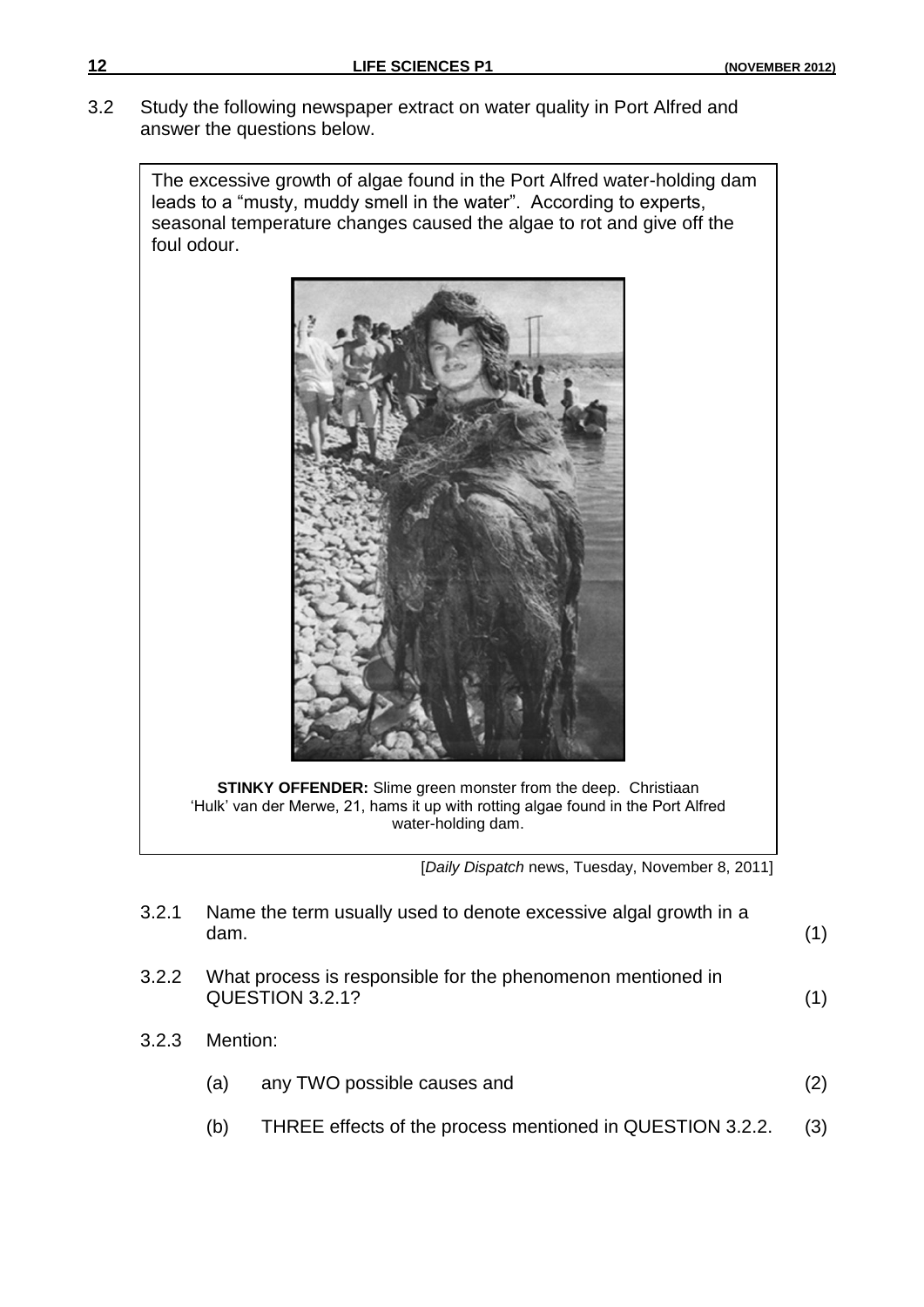3.2 Study the following newspaper extract on water quality in Port Alfred and answer the questions below.

> The excessive growth of algae found in the Port Alfred water-holding dam leads to a "musty, muddy smell in the water". According to experts, seasonal temperature changes caused the algae to rot and give off the foul odour.
>
> **STINKY OFFENDER:** Slime green monster from the deep. Christiaan 'Hulk' van der Merwe, 21, hams it up with rotting algae found in the Port Alfred water-holding dam.

[*Daily Dispatch* news, Tuesday, November 8, 2011]

3.2.1 Name the term usually used to denote excessive algal growth in a dam. (1)

3.2.2 What process is responsible for the phenomenon mentioned in QUESTION 3.2.1? (1)

3.2.3 Mention:

(a) any TWO possible causes and (2)

(b) THREE effects of the process mentioned in QUESTION 3.2.2. (3)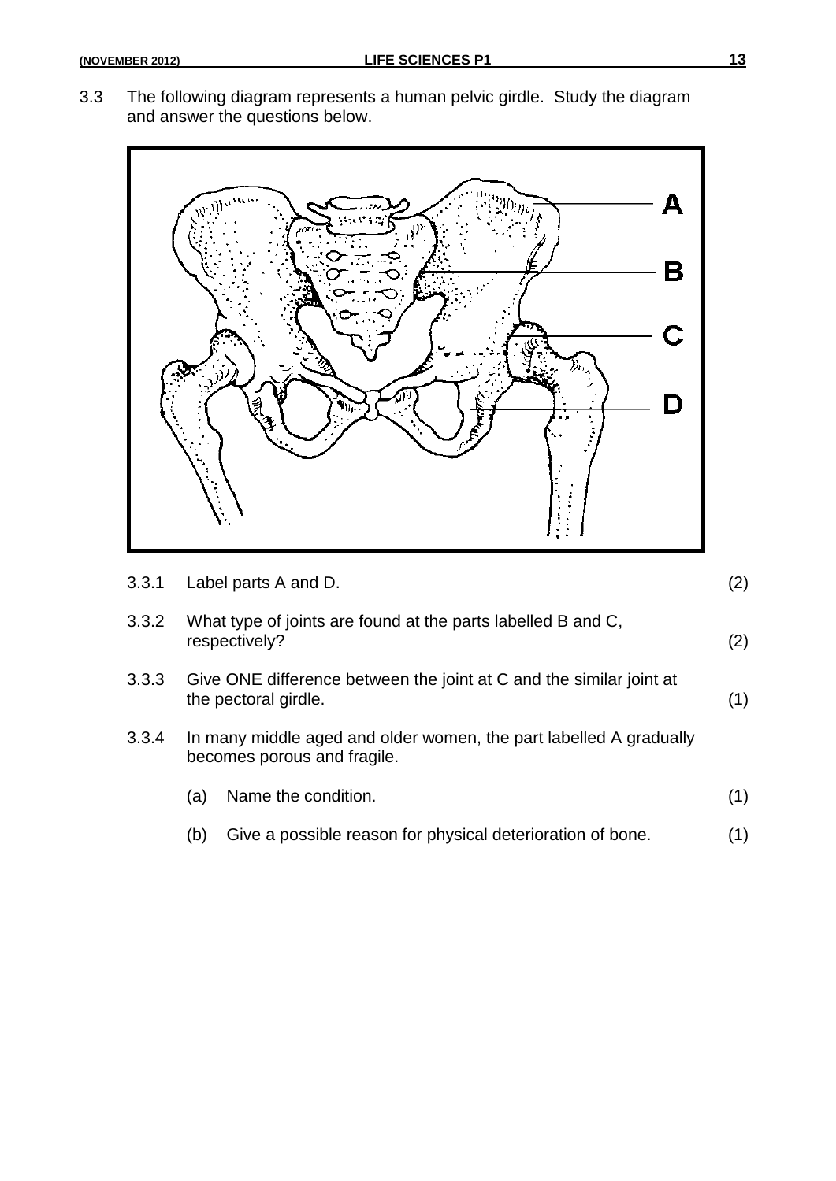3.3 The following diagram represents a human pelvic girdle. Study the diagram and answer the questions below.

3.3.1 Label parts A and D. (2)

3.3.2 What type of joints are found at the parts labelled B and C, respectively? (2)

3.3.3 Give ONE difference between the joint at C and the similar joint at the pectoral girdle. (1)

3.3.4 In many middle aged and older women, the part labelled A gradually becomes porous and fragile.

(a) Name the condition. (1)

(b) Give a possible reason for physical deterioration of bone. (1)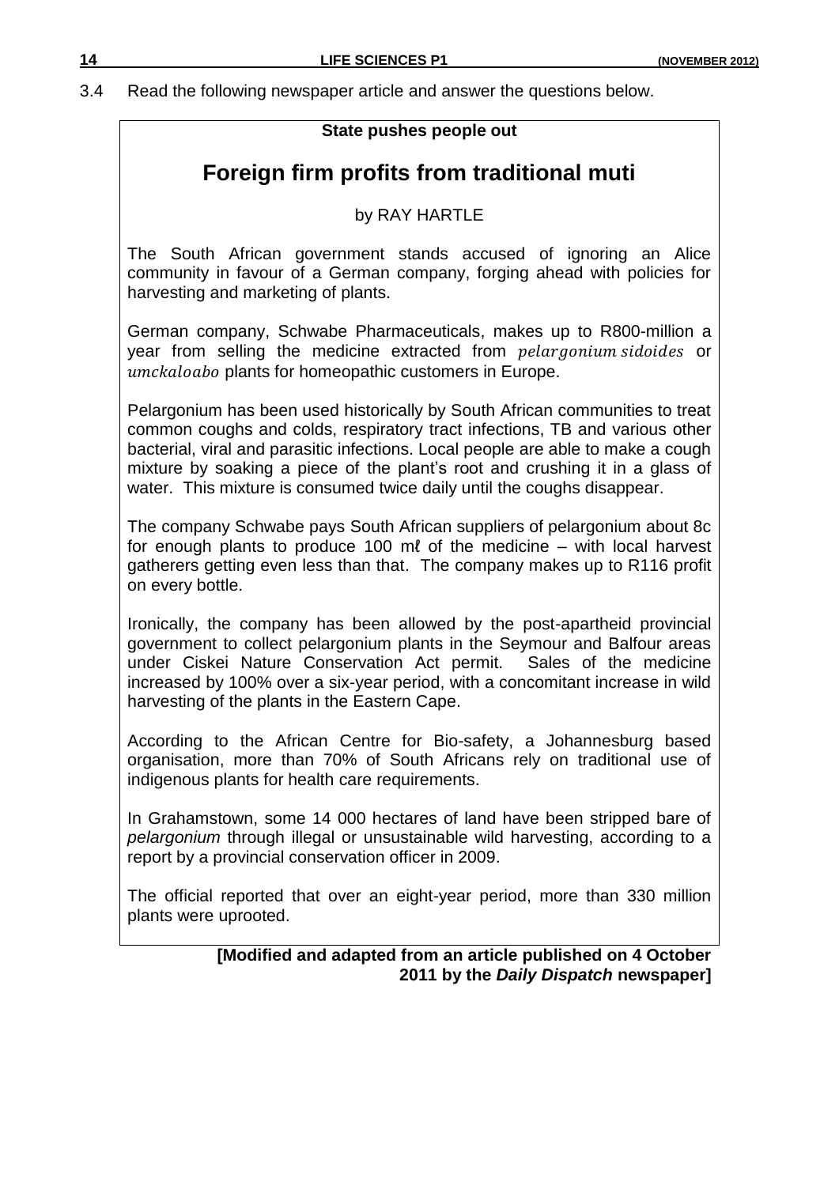3.4 Read the following newspaper article and answer the questions below.

**State pushes people out**

## Foreign firm profits from traditional muti

by RAY HARTLE

The South African government stands accused of ignoring an Alice community in favour of a German company, forging ahead with policies for harvesting and marketing of plants.

German company, Schwabe Pharmaceuticals, makes up to R800-million a year from selling the medicine extracted from *pelargonium sidoides* or *umckaloabo* plants for homeopathic customers in Europe.

Pelargonium has been used historically by South African communities to treat common coughs and colds, respiratory tract infections, TB and various other bacterial, viral and parasitic infections. Local people are able to make a cough mixture by soaking a piece of the plant's root and crushing it in a glass of water. This mixture is consumed twice daily until the coughs disappear.

The company Schwabe pays South African suppliers of pelargonium about 8c for enough plants to produce 100 mℓ of the medicine – with local harvest gatherers getting even less than that. The company makes up to R116 profit on every bottle.

Ironically, the company has been allowed by the post-apartheid provincial government to collect pelargonium plants in the Seymour and Balfour areas under Ciskei Nature Conservation Act permit. Sales of the medicine increased by 100% over a six-year period, with a concomitant increase in wild harvesting of the plants in the Eastern Cape.

According to the African Centre for Bio-safety, a Johannesburg based organisation, more than 70% of South Africans rely on traditional use of indigenous plants for health care requirements.

In Grahamstown, some 14 000 hectares of land have been stripped bare of *pelargonium* through illegal or unsustainable wild harvesting, according to a report by a provincial conservation officer in 2009.

The official reported that over an eight-year period, more than 330 million plants were uprooted.

**[Modified and adapted from an article published on 4 October 2011 by the *Daily Dispatch* newspaper]**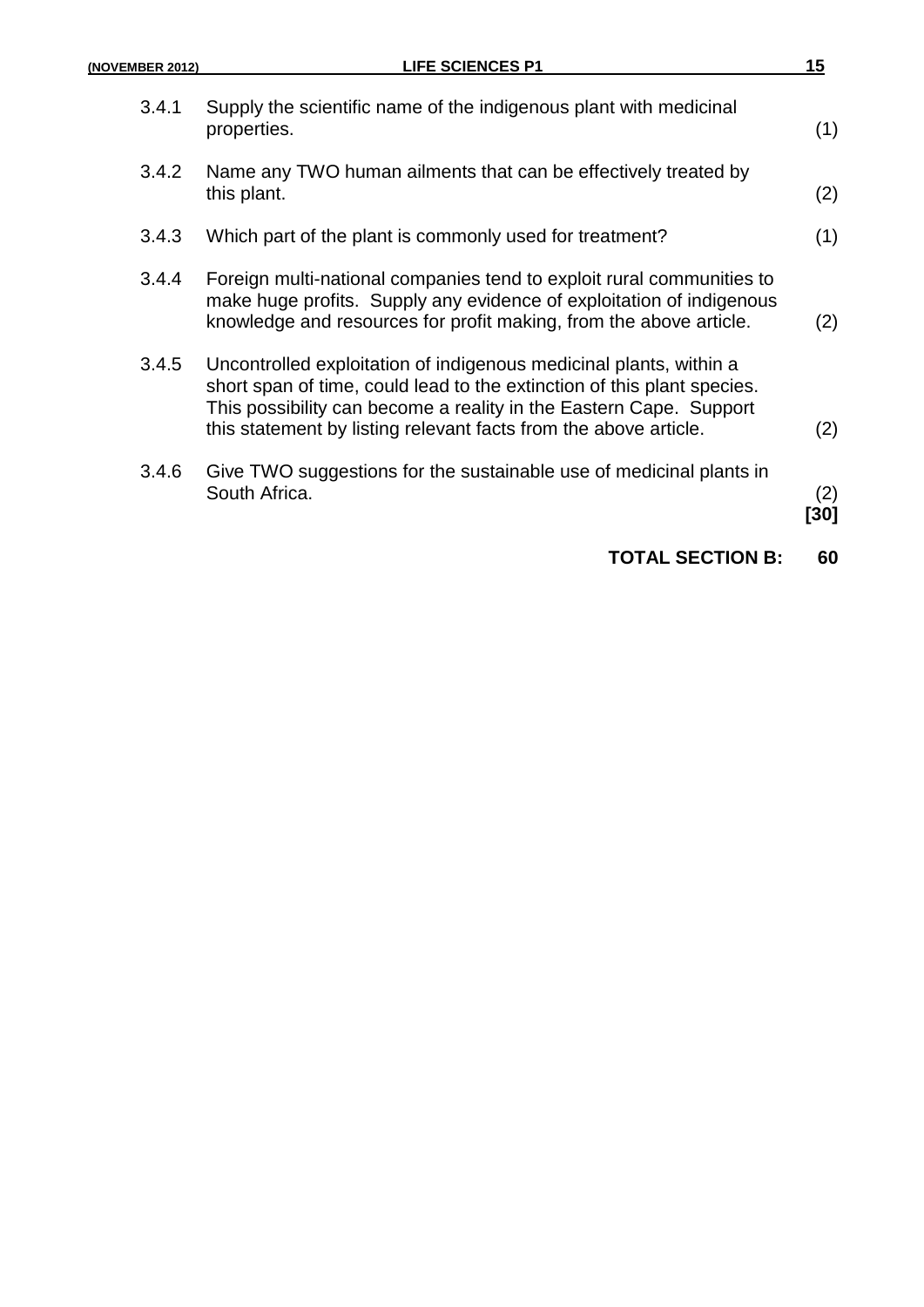3.4.1 Supply the scientific name of the indigenous plant with medicinal properties. (1)

3.4.2 Name any TWO human ailments that can be effectively treated by this plant. (2)

3.4.3 Which part of the plant is commonly used for treatment? (1)

3.4.4 Foreign multi-national companies tend to exploit rural communities to make huge profits. Supply any evidence of exploitation of indigenous knowledge and resources for profit making, from the above article. (2)

3.4.5 Uncontrolled exploitation of indigenous medicinal plants, within a short span of time, could lead to the extinction of this plant species. This possibility can become a reality in the Eastern Cape. Support this statement by listing relevant facts from the above article. (2)

3.4.6 Give TWO suggestions for the sustainable use of medicinal plants in South Africa. (2)
**[30]**

**TOTAL SECTION B: 60**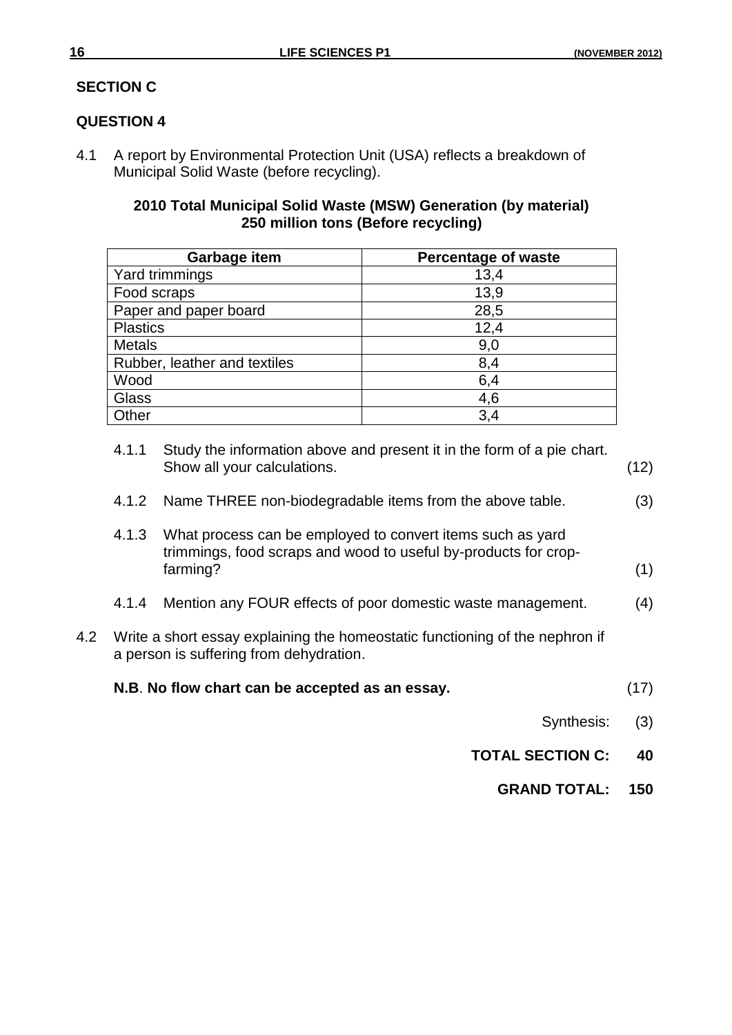## SECTION C

## QUESTION 4

4.1 A report by Environmental Protection Unit (USA) reflects a breakdown of Municipal Solid Waste (before recycling).

**2010 Total Municipal Solid Waste (MSW) Generation (by material)**
**250 million tons (Before recycling)**

| Garbage item | Percentage of waste |
|---|---|
| Yard trimmings | 13,4 |
| Food scraps | 13,9 |
| Paper and paper board | 28,5 |
| Plastics | 12,4 |
| Metals | 9,0 |
| Rubber, leather and textiles | 8,4 |
| Wood | 6,4 |
| Glass | 4,6 |
| Other | 3,4 |

4.1.1 Study the information above and present it in the form of a pie chart. Show all your calculations. (12)

4.1.2 Name THREE non-biodegradable items from the above table. (3)

4.1.3 What process can be employed to convert items such as yard trimmings, food scraps and wood to useful by-products for crop-farming? (1)

4.1.4 Mention any FOUR effects of poor domestic waste management. (4)

4.2 Write a short essay explaining the homeostatic functioning of the nephron if a person is suffering from dehydration.

**N.B. No flow chart can be accepted as an essay.** (17)

Synthesis: (3)

**TOTAL SECTION C: 40**

**GRAND TOTAL: 150**